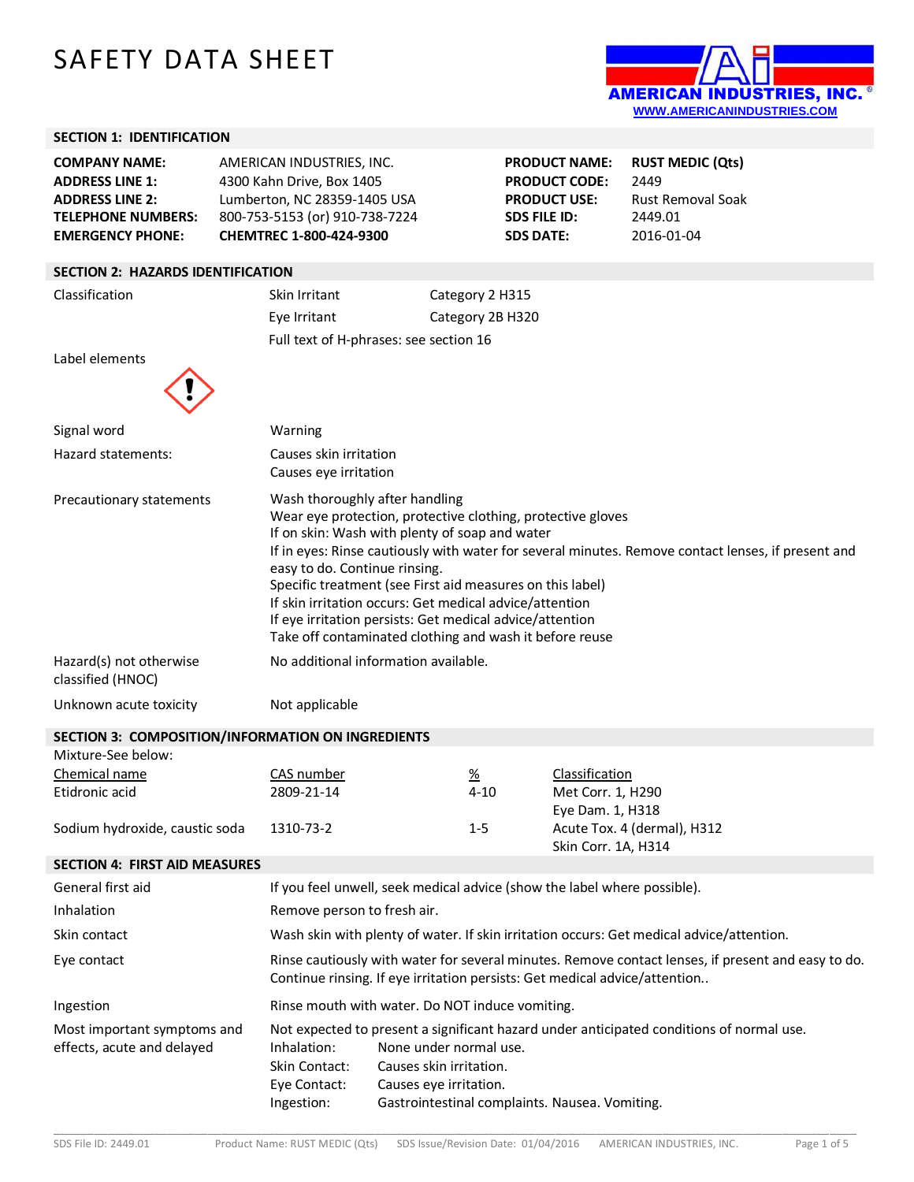# SAFETY DATA SHEET

AMERICAN INDUSTRIES, INC.®
WWW.AMERICANINDUSTRIES.COM

## SECTION 1: IDENTIFICATION

| | | | |
|---|---|---|---|
| **COMPANY NAME:** | AMERICAN INDUSTRIES, INC. | **PRODUCT NAME:** | **RUST MEDIC (Qts)** |
| **ADDRESS LINE 1:** | 4300 Kahn Drive, Box 1405 | **PRODUCT CODE:** | 2449 |
| **ADDRESS LINE 2:** | Lumberton, NC 28359-1405 USA | **PRODUCT USE:** | Rust Removal Soak |
| **TELEPHONE NUMBERS:** | 800-753-5153 (or) 910-738-7224 | **SDS FILE ID:** | 2449.01 |
| **EMERGENCY PHONE:** | **CHEMTREC 1-800-424-9300** | **SDS DATE:** | 2016-01-04 |

## SECTION 2: HAZARDS IDENTIFICATION

| | | |
|---|---|---|
| Classification | Skin Irritant | Category 2 H315 |
| | Eye Irritant | Category 2B H320 |
| | Full text of H-phrases: see section 16 | |

Label elements

**Signal word:** Warning

**Hazard statements:**
Causes skin irritation
Causes eye irritation

**Precautionary statements:**
Wash thoroughly after handling
Wear eye protection, protective clothing, protective gloves
If on skin: Wash with plenty of soap and water
If in eyes: Rinse cautiously with water for several minutes. Remove contact lenses, if present and easy to do. Continue rinsing.
Specific treatment (see First aid measures on this label)
If skin irritation occurs: Get medical advice/attention
If eye irritation persists: Get medical advice/attention
Take off contaminated clothing and wash it before reuse

**Hazard(s) not otherwise classified (HNOC):** No additional information available.

**Unknown acute toxicity:** Not applicable

## SECTION 3: COMPOSITION/INFORMATION ON INGREDIENTS

Mixture-See below:

| Chemical name | CAS number | % | Classification |
|---|---|---|---|
| Etidronic acid | 2809-21-14 | 4-10 | Met Corr. 1, H290<br>Eye Dam. 1, H318 |
| Sodium hydroxide, caustic soda | 1310-73-2 | 1-5 | Acute Tox. 4 (dermal), H312<br>Skin Corr. 1A, H314 |

## SECTION 4: FIRST AID MEASURES

| | |
|---|---|
| General first aid | If you feel unwell, seek medical advice (show the label where possible). |
| Inhalation | Remove person to fresh air. |
| Skin contact | Wash skin with plenty of water. If skin irritation occurs: Get medical advice/attention. |
| Eye contact | Rinse cautiously with water for several minutes. Remove contact lenses, if present and easy to do. Continue rinsing. If eye irritation persists: Get medical advice/attention.. |
| Ingestion | Rinse mouth with water. Do NOT induce vomiting. |
| Most important symptoms and effects, acute and delayed | Not expected to present a significant hazard under anticipated conditions of normal use.<br>Inhalation: None under normal use.<br>Skin Contact: Causes skin irritation.<br>Eye Contact: Causes eye irritation.<br>Ingestion: Gastrointestinal complaints. Nausea. Vomiting. |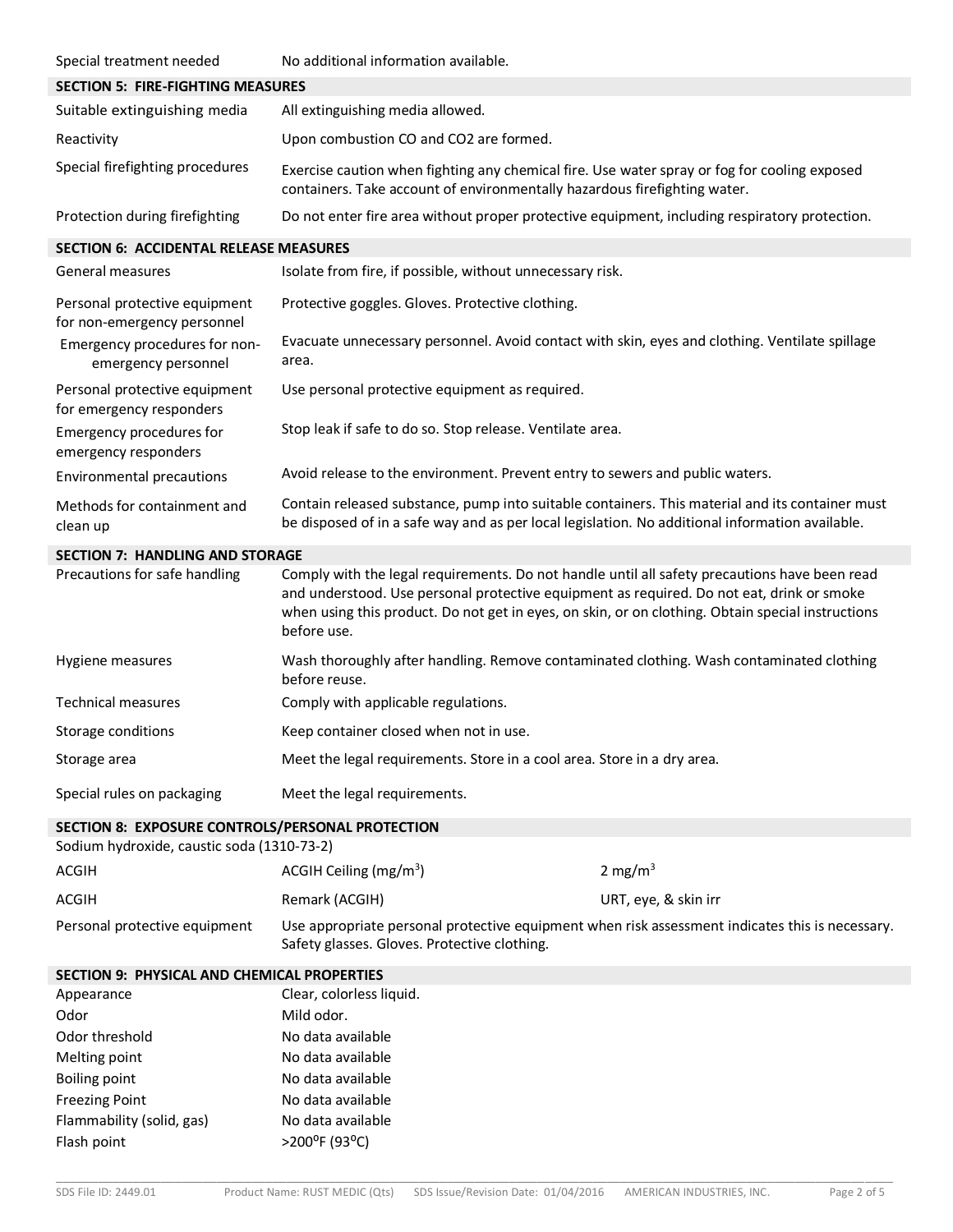| | |
|---|---|
| Special treatment needed | No additional information available. |

## SECTION 5: FIRE-FIGHTING MEASURES

| | |
|---|---|
| Suitable extinguishing media | All extinguishing media allowed. |
| Reactivity | Upon combustion CO and $CO_2$ are formed. |
| Special firefighting procedures | Exercise caution when fighting any chemical fire. Use water spray or fog for cooling exposed containers. Take account of environmentally hazardous firefighting water. |
| Protection during firefighting | Do not enter fire area without proper protective equipment, including respiratory protection. |

## SECTION 6: ACCIDENTAL RELEASE MEASURES

| | |
|---|---|
| General measures | Isolate from fire, if possible, without unnecessary risk. |
| Personal protective equipment for non-emergency personnel | Protective goggles. Gloves. Protective clothing. |
| Emergency procedures for non-emergency personnel | Evacuate unnecessary personnel. Avoid contact with skin, eyes and clothing. Ventilate spillage area. |
| Personal protective equipment for emergency responders | Use personal protective equipment as required. |
| Emergency procedures for emergency responders | Stop leak if safe to do so. Stop release. Ventilate area. |
| Environmental precautions | Avoid release to the environment. Prevent entry to sewers and public waters. |
| Methods for containment and clean up | Contain released substance, pump into suitable containers. This material and its container must be disposed of in a safe way and as per local legislation. No additional information available. |

## SECTION 7: HANDLING AND STORAGE

| | |
|---|---|
| Precautions for safe handling | Comply with the legal requirements. Do not handle until all safety precautions have been read and understood. Use personal protective equipment as required. Do not eat, drink or smoke when using this product. Do not get in eyes, on skin, or on clothing. Obtain special instructions before use. |
| Hygiene measures | Wash thoroughly after handling. Remove contaminated clothing. Wash contaminated clothing before reuse. |
| Technical measures | Comply with applicable regulations. |
| Storage conditions | Keep container closed when not in use. |
| Storage area | Meet the legal requirements. Store in a cool area. Store in a dry area. |
| Special rules on packaging | Meet the legal requirements. |

## SECTION 8: EXPOSURE CONTROLS/PERSONAL PROTECTION

Sodium hydroxide, caustic soda (1310-73-2)

| | | |
|---|---|---|
| ACGIH | ACGIH Ceiling (mg/m$^3$) | 2 mg/m$^3$ |
| ACGIH | Remark (ACGIH) | URT, eye, & skin irr |
| Personal protective equipment | Use appropriate personal protective equipment when risk assessment indicates this is necessary. Safety glasses. Gloves. Protective clothing. | |

## SECTION 9: PHYSICAL AND CHEMICAL PROPERTIES

| | |
|---|---|
| Appearance | Clear, colorless liquid. |
| Odor | Mild odor. |
| Odor threshold | No data available |
| Melting point | No data available |
| Boiling point | No data available |
| Freezing Point | No data available |
| Flammability (solid, gas) | No data available |
| Flash point | >200$^o$F (93$^o$C) |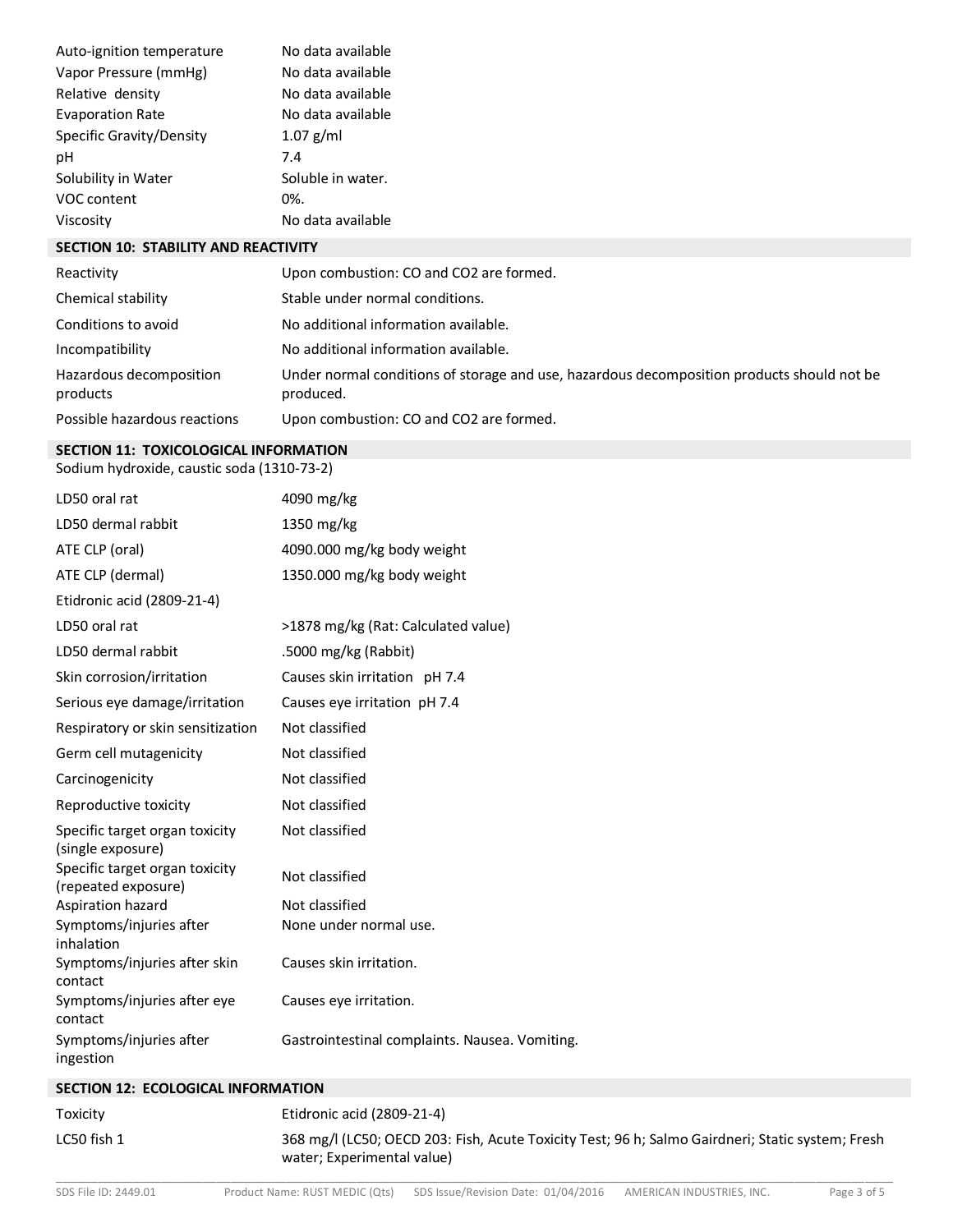| | |
|---|---|
| Auto-ignition temperature | No data available |
| Vapor Pressure (mmHg) | No data available |
| Relative density | No data available |
| Evaporation Rate | No data available |
| Specific Gravity/Density | 1.07 g/ml |
| pH | 7.4 |
| Solubility in Water | Soluble in water. |
| VOC content | 0%. |
| Viscosity | No data available |

## SECTION 10: STABILITY AND REACTIVITY

| | |
|---|---|
| Reactivity | Upon combustion: CO and $CO_2$ are formed. |
| Chemical stability | Stable under normal conditions. |
| Conditions to avoid | No additional information available. |
| Incompatibility | No additional information available. |
| Hazardous decomposition products | Under normal conditions of storage and use, hazardous decomposition products should not be produced. |
| Possible hazardous reactions | Upon combustion: CO and $CO_2$ are formed. |

## SECTION 11: TOXICOLOGICAL INFORMATION

Sodium hydroxide, caustic soda (1310-73-2)

| | |
|---|---|
| LD50 oral rat | 4090 mg/kg |
| LD50 dermal rabbit | 1350 mg/kg |
| ATE CLP (oral) | 4090.000 mg/kg body weight |
| ATE CLP (dermal) | 1350.000 mg/kg body weight |
| Etidronic acid (2809-21-4) | |
| LD50 oral rat | >1878 mg/kg (Rat: Calculated value) |
| LD50 dermal rabbit | .5000 mg/kg (Rabbit) |
| Skin corrosion/irritation | Causes skin irritation pH 7.4 |
| Serious eye damage/irritation | Causes eye irritation pH 7.4 |
| Respiratory or skin sensitization | Not classified |
| Germ cell mutagenicity | Not classified |
| Carcinogenicity | Not classified |
| Reproductive toxicity | Not classified |
| Specific target organ toxicity (single exposure) | Not classified |
| Specific target organ toxicity (repeated exposure) | Not classified |
| Aspiration hazard | Not classified |
| Symptoms/injuries after inhalation | None under normal use. |
| Symptoms/injuries after skin contact | Causes skin irritation. |
| Symptoms/injuries after eye contact | Causes eye irritation. |
| Symptoms/injuries after ingestion | Gastrointestinal complaints. Nausea. Vomiting. |

## SECTION 12: ECOLOGICAL INFORMATION

| | |
|---|---|
| Toxicity | Etidronic acid (2809-21-4) |
| LC50 fish 1 | 368 mg/l (LC50; OECD 203: Fish, Acute Toxicity Test; 96 h; Salmo Gairdneri; Static system; Fresh water; Experimental value) |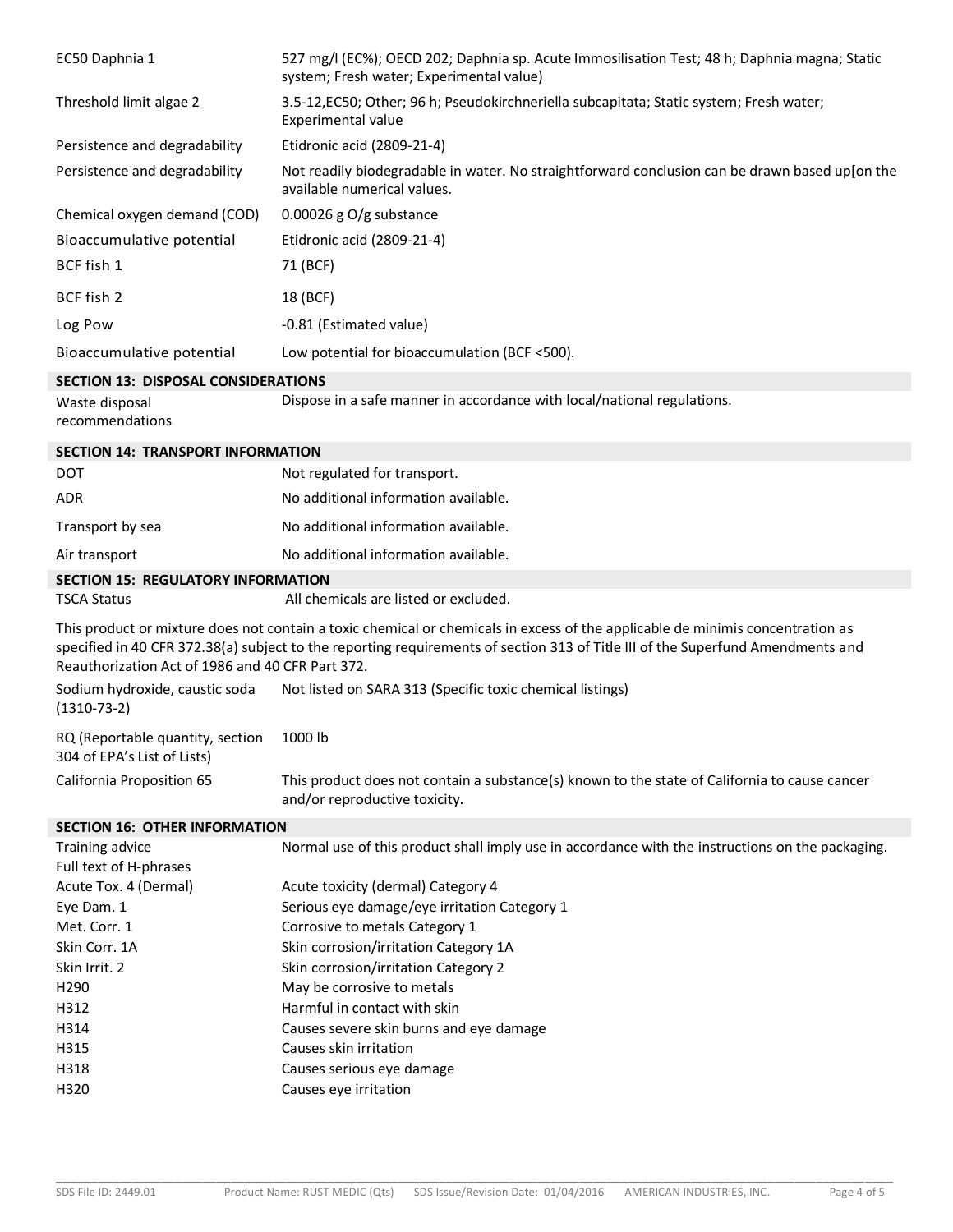| | |
|---|---|
| EC50 Daphnia 1 | 527 mg/l (EC%); OECD 202; Daphnia sp. Acute Immosilisation Test; 48 h; Daphnia magna; Static system; Fresh water; Experimental value) |
| Threshold limit algae 2 | 3.5-12,EC50; Other; 96 h; Pseudokirchneriella subcapitata; Static system; Fresh water; Experimental value |
| Persistence and degradability | Etidronic acid (2809-21-4) |
| Persistence and degradability | Not readily biodegradable in water. No straightforward conclusion can be drawn based up[on the available numerical values. |
| Chemical oxygen demand (COD) | 0.00026 g O/g substance |
| Bioaccumulative potential | Etidronic acid (2809-21-4) |
| BCF fish 1 | 71 (BCF) |
| BCF fish 2 | 18 (BCF) |
| Log Pow | -0.81 (Estimated value) |
| Bioaccumulative potential | Low potential for bioaccumulation (BCF <500). |

## SECTION 13: DISPOSAL CONSIDERATIONS

| | |
|---|---|
| Waste disposal recommendations | Dispose in a safe manner in accordance with local/national regulations. |

## SECTION 14: TRANSPORT INFORMATION

| | |
|---|---|
| DOT | Not regulated for transport. |
| ADR | No additional information available. |
| Transport by sea | No additional information available. |
| Air transport | No additional information available. |

## SECTION 15: REGULATORY INFORMATION

| | |
|---|---|
| TSCA Status | All chemicals are listed or excluded. |

This product or mixture does not contain a toxic chemical or chemicals in excess of the applicable de minimis concentration as specified in 40 CFR 372.38(a) subject to the reporting requirements of section 313 of Title III of the Superfund Amendments and Reauthorization Act of 1986 and 40 CFR Part 372.

| | |
|---|---|
| Sodium hydroxide, caustic soda (1310-73-2) | Not listed on SARA 313 (Specific toxic chemical listings) |
| RQ (Reportable quantity, section 304 of EPA's List of Lists) | 1000 lb |
| California Proposition 65 | This product does not contain a substance(s) known to the state of California to cause cancer and/or reproductive toxicity. |

## SECTION 16: OTHER INFORMATION

| | |
|---|---|
| Training advice | Normal use of this product shall imply use in accordance with the instructions on the packaging. |
| Full text of H-phrases | |
| Acute Tox. 4 (Dermal) | Acute toxicity (dermal) Category 4 |
| Eye Dam. 1 | Serious eye damage/eye irritation Category 1 |
| Met. Corr. 1 | Corrosive to metals Category 1 |
| Skin Corr. 1A | Skin corrosion/irritation Category 1A |
| Skin Irrit. 2 | Skin corrosion/irritation Category 2 |
| H290 | May be corrosive to metals |
| H312 | Harmful in contact with skin |
| H314 | Causes severe skin burns and eye damage |
| H315 | Causes skin irritation |
| H318 | Causes serious eye damage |
| H320 | Causes eye irritation |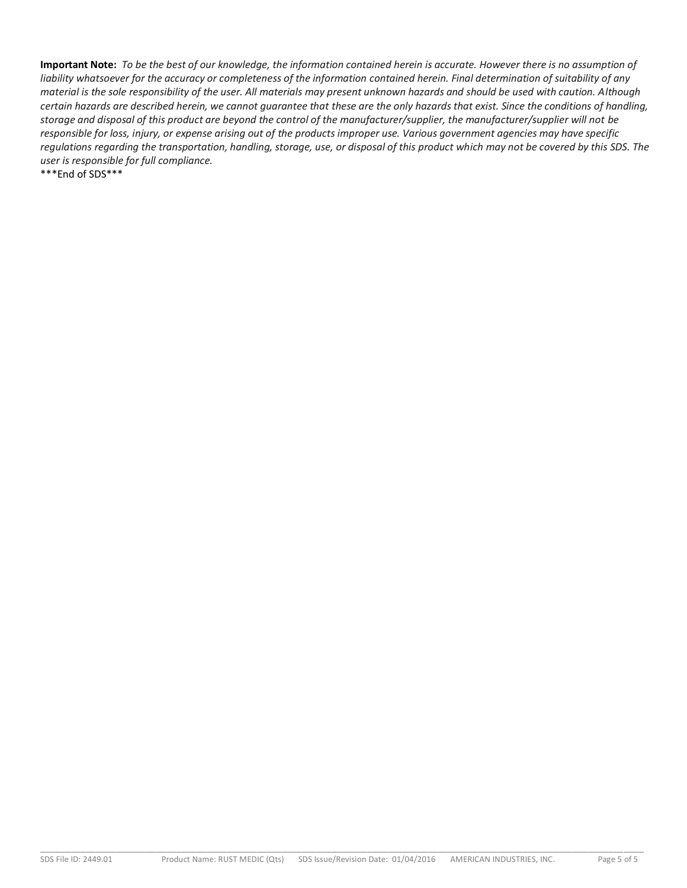**Important Note:** *To be the best of our knowledge, the information contained herein is accurate. However there is no assumption of liability whatsoever for the accuracy or completeness of the information contained herein. Final determination of suitability of any material is the sole responsibility of the user. All materials may present unknown hazards and should be used with caution. Although certain hazards are described herein, we cannot guarantee that these are the only hazards that exist. Since the conditions of handling, storage and disposal of this product are beyond the control of the manufacturer/supplier, the manufacturer/supplier will not be responsible for loss, injury, or expense arising out of the products improper use. Various government agencies may have specific regulations regarding the transportation, handling, storage, use, or disposal of this product which may not be covered by this SDS. The user is responsible for full compliance.*

***End of SDS***